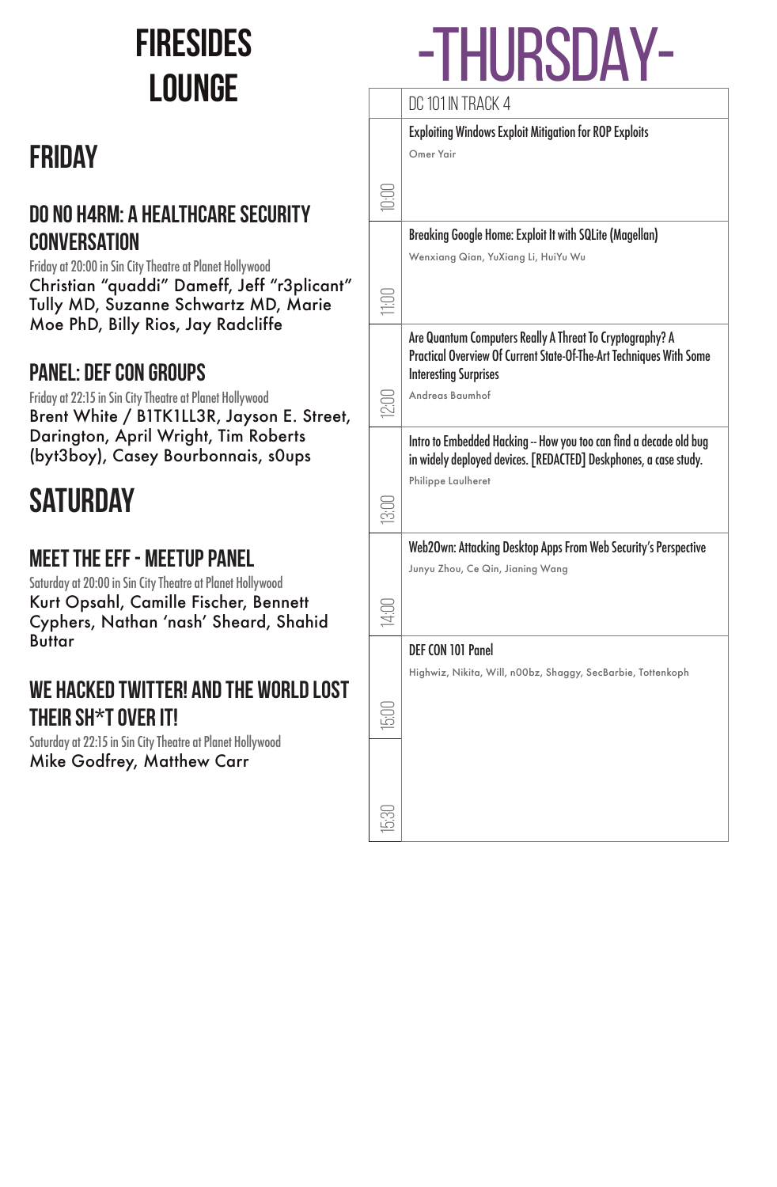# FIRESIDES LOUNGE

## FRIDAY

### DO NO H4RM: A HEALTHCARE SECURITY CONVERSATION

Friday at 20:00 in Sin City Theatre at Planet Hollywood

Christian “quaddi” Dameff, Jeff “r3plicant” Tully MD, Suzanne Schwartz MD, Marie Moe PhD, Billy Rios, Jay Radcliffe

### PANEL: DEF CON GROUPS

Friday at 22:15 in Sin City Theatre at Planet Hollywood

Brent White / B1TK1LL3R, Jayson E. Street, Darington, April Wright, Tim Roberts (byt3boy), Casey Bourbonnais, s0ups

## SATURDAY

### MEET THE EFF - MEETUP PANEL

Saturday at 20:00 in Sin City Theatre at Planet Hollywood

Kurt Opsahl, Camille Fischer, Bennett Cyphers, Nathan ‘nash’ Sheard, Shahid Buttar

### WE HACKED TWITTER! AND THE WORLD LOST THEIR SH*T OVER IT!

Saturday at 22:15 in Sin City Theatre at Planet Hollywood

Mike Godfrey, Matthew Carr

# -THURSDAY-

| | DC 101 IN TRACK 4 |
|---|---|
| 10:00 | **Exploiting Windows Exploit Mitigation for ROP Exploits**<br>Omer Yair |
| 11:00 | **Breaking Google Home: Exploit It with SQLite (Magellan)**<br>Wenxiang Qian, YuXiang Li, HuiYu Wu |
| 12:00 | **Are Quantum Computers Really A Threat To Cryptography? A Practical Overview Of Current State-Of-The-Art Techniques With Some Interesting Surprises**<br>Andreas Baumhof |
| 13:00 | **Intro to Embedded Hacking -- How you too can find a decade old bug in widely deployed devices. [REDACTED] Deskphones, a case study.**<br>Philippe Laulheret |
| 14:00 | **Web2Own: Attacking Desktop Apps From Web Security's Perspective**<br>Junyu Zhou, Ce Qin, Jianing Wang |
| 15:00 | **DEF CON 101 Panel**<br>Highwiz, Nikita, Will, n00bz, Shaggy, SecBarbie, Tottenkoph |
| 15:30 | |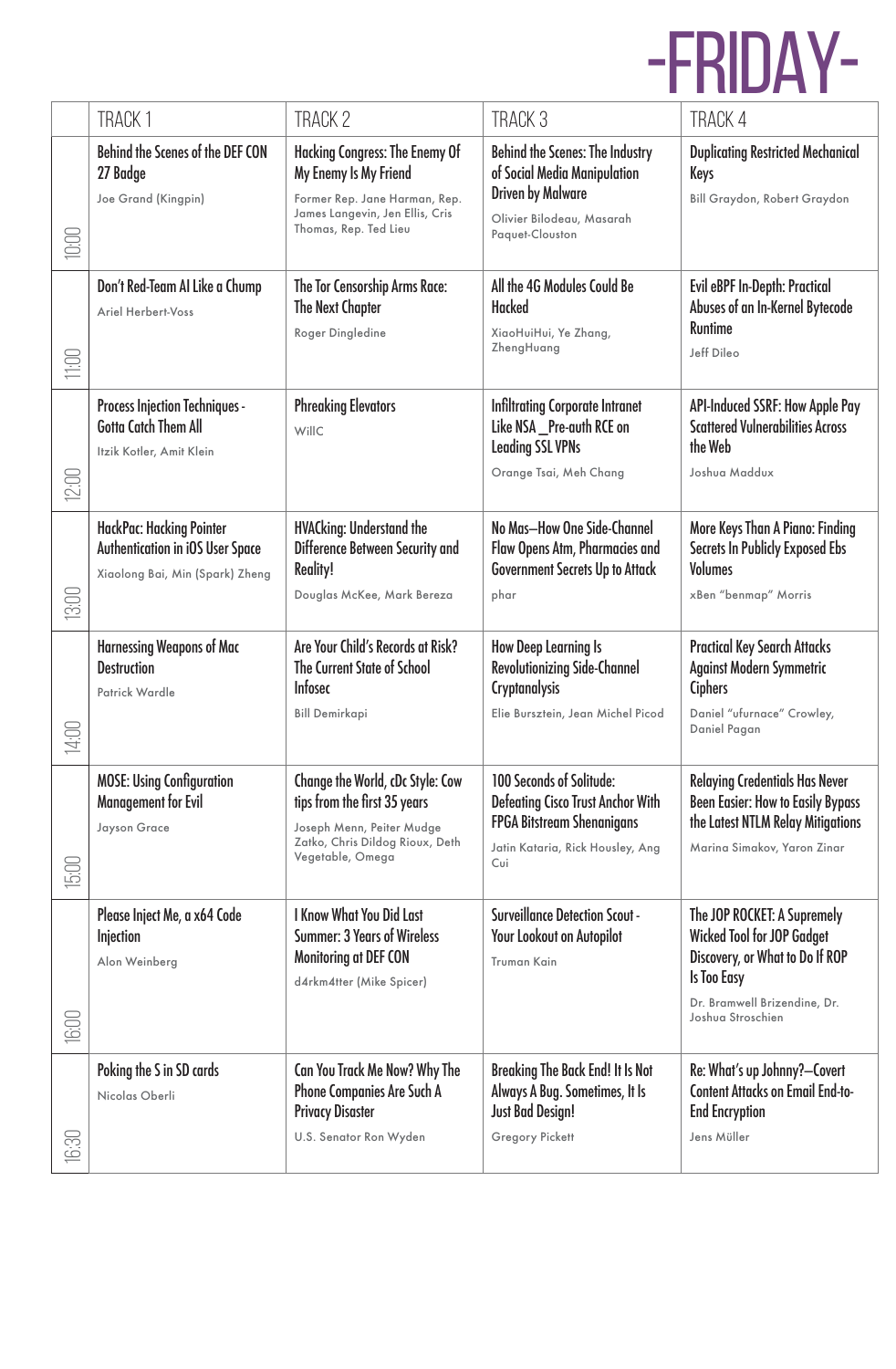# -FRIDAY-

| | TRACK 1 | TRACK 2 | TRACK 3 | TRACK 4 |
|---|---|---|---|---|
| 10:00 | **Behind the Scenes of the DEF CON 27 Badge**<br>Joe Grand (Kingpin) | **Hacking Congress: The Enemy Of My Enemy Is My Friend**<br>Former Rep. Jane Harman, Rep. James Langevin, Jen Ellis, Cris Thomas, Rep. Ted Lieu | **Behind the Scenes: The Industry of Social Media Manipulation Driven by Malware**<br>Olivier Bilodeau, Masarah Paquet-Clouston | **Duplicating Restricted Mechanical Keys**<br>Bill Graydon, Robert Graydon |
| 11:00 | **Don't Red-Team AI Like a Chump**<br>Ariel Herbert-Voss | **The Tor Censorship Arms Race: The Next Chapter**<br>Roger Dingledine | **All the 4G Modules Could Be Hacked**<br>XiaoHuiHui, Ye Zhang, ZhengHuang | **Evil eBPF In-Depth: Practical Abuses of an In-Kernel Bytecode Runtime**<br>Jeff Dileo |
| 12:00 | **Process Injection Techniques - Gotta Catch Them All**<br>Itzik Kotler, Amit Klein | **Phreaking Elevators**<br>WillC | **Infiltrating Corporate Intranet Like NSA _Pre-auth RCE on Leading SSL VPNs**<br>Orange Tsai, Meh Chang | **API-Induced SSRF: How Apple Pay Scattered Vulnerabilities Across the Web**<br>Joshua Maddux |
| 13:00 | **HackPac: Hacking Pointer Authentication in iOS User Space**<br>Xiaolong Bai, Min (Spark) Zheng | **HVACking: Understand the Difference Between Security and Reality!**<br>Douglas McKee, Mark Bereza | **No Mas–How One Side-Channel Flaw Opens Atm, Pharmacies and Government Secrets Up to Attack**<br>phar | **More Keys Than A Piano: Finding Secrets In Publicly Exposed Ebs Volumes**<br>xBen "benmap" Morris |
| 14:00 | **Harnessing Weapons of Mac Destruction**<br>Patrick Wardle | **Are Your Child's Records at Risk? The Current State of School Infosec**<br>Bill Demirkapi | **How Deep Learning Is Revolutionizing Side-Channel Cryptanalysis**<br>Elie Bursztein, Jean Michel Picod | **Practical Key Search Attacks Against Modern Symmetric Ciphers**<br>Daniel "ufurnace" Crowley, Daniel Pagan |
| 15:00 | **MOSE: Using Configuration Management for Evil**<br>Jayson Grace | **Change the World, cDc Style: Cow tips from the first 35 years**<br>Joseph Menn, Peiter Mudge Zatko, Chris Dildog Rioux, Deth Vegetable, Omega | **100 Seconds of Solitude: Defeating Cisco Trust Anchor With FPGA Bitstream Shenanigans**<br>Jatin Kataria, Rick Housley, Ang Cui | **Relaying Credentials Has Never Been Easier: How to Easily Bypass the Latest NTLM Relay Mitigations**<br>Marina Simakov, Yaron Zinar |
| 16:00 | **Please Inject Me, a x64 Code Injection**<br>Alon Weinberg | **I Know What You Did Last Summer: 3 Years of Wireless Monitoring at DEF CON**<br>d4rkm4tter (Mike Spicer) | **Surveillance Detection Scout - Your Lookout on Autopilot**<br>Truman Kain | **The JOP ROCKET: A Supremely Wicked Tool for JOP Gadget Discovery, or What to Do If ROP Is Too Easy**<br>Dr. Bramwell Brizendine, Dr. Joshua Stroschien |
| 16:30 | **Poking the S in SD cards**<br>Nicolas Oberli | **Can You Track Me Now? Why The Phone Companies Are Such A Privacy Disaster**<br>U.S. Senator Ron Wyden | **Breaking The Back End! It Is Not Always A Bug. Sometimes, It Is Just Bad Design!**<br>Gregory Pickett | **Re: What's up Johnny?–Covert Content Attacks on Email End-to-End Encryption**<br>Jens Müller |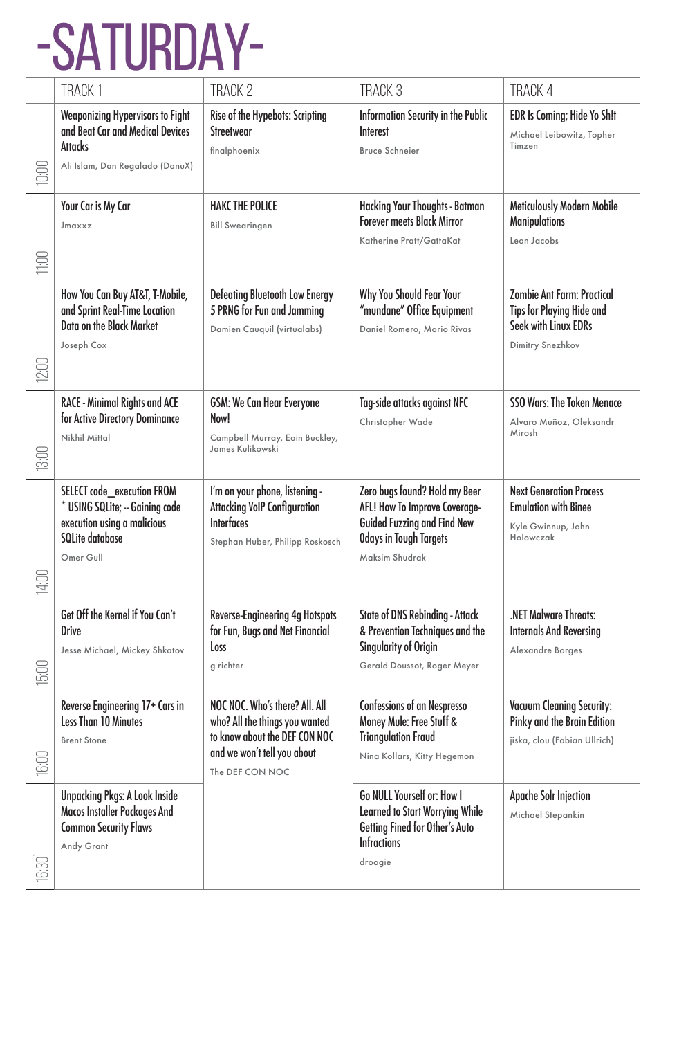# -SATURDAY-

| | TRACK 1 | TRACK 2 | TRACK 3 | TRACK 4 |
|---|---|---|---|---|
| 10:00 | **Weaponizing Hypervisors to Fight and Beat Car and Medical Devices Attacks** Ali Islam, Dan Regalado (DanuX) | **Rise of the Hypebots: Scripting Streetwear** finalphoenix | **Information Security in the Public Interest** Bruce Schneier | **EDR Is Coming; Hide Yo Sh!t** Michael Leibowitz, Topher Timzen |
| 11:00 | **Your Car is My Car** Jmaxxz | **HAKC THE POLICE** Bill Swearingen | **Hacking Your Thoughts - Batman Forever meets Black Mirror** Katherine Pratt/GattaKat | **Meticulously Modern Mobile Manipulations** Leon Jacobs |
| 12:00 | **How You Can Buy AT&T, T-Mobile, and Sprint Real-Time Location Data on the Black Market** Joseph Cox | **Defeating Bluetooth Low Energy 5 PRNG for Fun and Jamming** Damien Cauquil (virtualabs) | **Why You Should Fear Your "mundane" Office Equipment** Daniel Romero, Mario Rivas | **Zombie Ant Farm: Practical Tips for Playing Hide and Seek with Linux EDRs** Dimitry Snezhkov |
| 13:00 | **RACE - Minimal Rights and ACE for Active Directory Dominance** Nikhil Mittal | **GSM: We Can Hear Everyone Now!** Campbell Murray, Eoin Buckley, James Kulikowski | **Tag-side attacks against NFC** Christopher Wade | **SSO Wars: The Token Menace** Alvaro Muñoz, Oleksandr Mirosh |
| 14:00 | **SELECT code_execution FROM * USING SQLite; -- Gaining code execution using a malicious SQLite database** Omer Gull | **I'm on your phone, listening - Attacking VoIP Configuration Interfaces** Stephan Huber, Philipp Roskosch | **Zero bugs found? Hold my Beer AFL! How To Improve Coverage-Guided Fuzzing and Find New 0days in Tough Targets** Maksim Shudrak | **Next Generation Process Emulation with Binee** Kyle Gwinnup, John Holowczak |
| 15:00 | **Get Off the Kernel if You Can't Drive** Jesse Michael, Mickey Shkatov | **Reverse-Engineering 4g Hotspots for Fun, Bugs and Net Financial Loss** g richter | **State of DNS Rebinding - Attack & Prevention Techniques and the Singularity of Origin** Gerald Doussot, Roger Meyer | **.NET Malware Threats: Internals And Reversing** Alexandre Borges |
| 16:00 | **Reverse Engineering 17+ Cars in Less Than 10 Minutes** Brent Stone | **NOC NOC. Who's there? All. All who? All the things you wanted to know about the DEF CON NOC and we won't tell you about** The DEF CON NOC | **Confessions of an Nespresso Money Mule: Free Stuff & Triangulation Fraud** Nina Kollars, Kitty Hegemon | **Vacuum Cleaning Security: Pinky and the Brain Edition** jiska, clou (Fabian Ullrich) |
| 16:30 | **Unpacking Pkgs: A Look Inside Macos Installer Packages And Common Security Flaws** Andy Grant | | **Go NULL Yourself or: How I Learned to Start Worrying While Getting Fined for Other's Auto Infractions** droogie | **Apache Solr Injection** Michael Stepankin |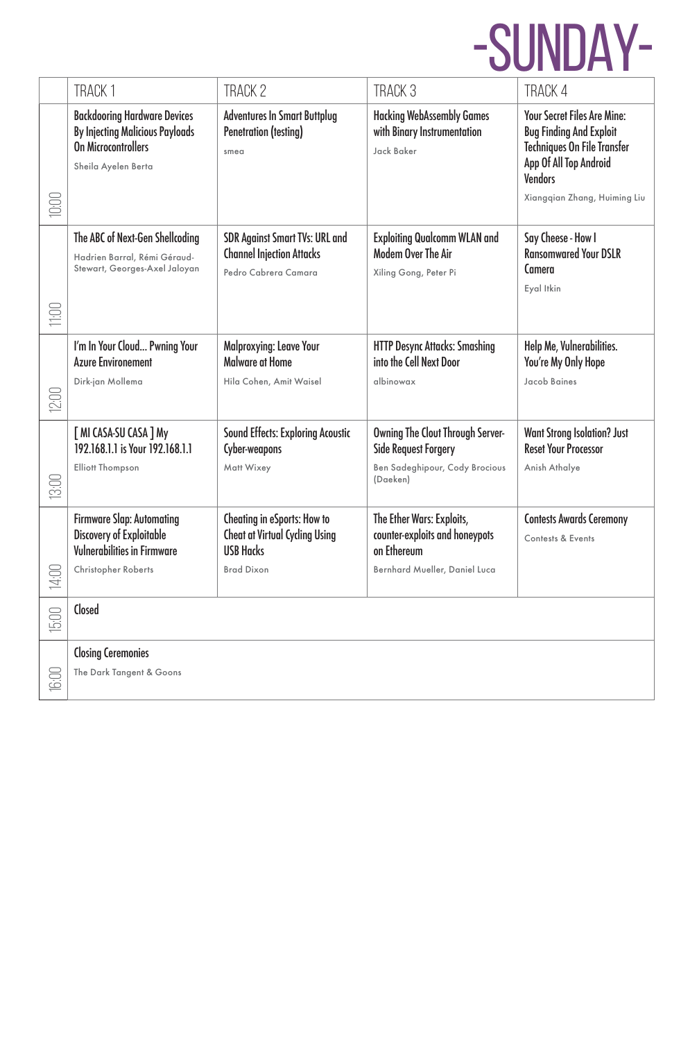# -SUNDAY-

| | TRACK 1 | TRACK 2 | TRACK 3 | TRACK 4 |
|---|---|---|---|---|
| 10:00 | **Backdooring Hardware Devices By Injecting Malicious Payloads On Microcontrollers** Sheila Ayelen Berta | **Adventures In Smart Buttplug Penetration (testing)** smea | **Hacking WebAssembly Games with Binary Instrumentation** Jack Baker | **Your Secret Files Are Mine: Bug Finding And Exploit Techniques On File Transfer App Of All Top Android Vendors** Xiangqian Zhang, Huiming Liu |
| 11:00 | **The ABC of Next-Gen Shellcoding** Hadrien Barral, Rémi Géraud-Stewart, Georges-Axel Jaloyan | **SDR Against Smart TVs: URL and Channel Injection Attacks** Pedro Cabrera Camara | **Exploiting Qualcomm WLAN and Modem Over The Air** Xiling Gong, Peter Pi | **Say Cheese - How I Ransomwared Your DSLR Camera** Eyal Itkin |
| 12:00 | **I'm In Your Cloud... Pwning Your Azure Environement** Dirk-jan Mollema | **Malproxying: Leave Your Malware at Home** Hila Cohen, Amit Waisel | **HTTP Desync Attacks: Smashing into the Cell Next Door** albinowax | **Help Me, Vulnerabilities. You're My Only Hope** Jacob Baines |
| 13:00 | **[ MI CASA-SU CASA ] My 192.168.1.1 is Your 192.168.1.1** Elliott Thompson | **Sound Effects: Exploring Acoustic Cyber-weapons** Matt Wixey | **Owning The Clout Through Server-Side Request Forgery** Ben Sadeghipour, Cody Brocious (Daeken) | **Want Strong Isolation? Just Reset Your Processor** Anish Athalye |
| 14:00 | **Firmware Slap: Automating Discovery of Exploitable Vulnerabilities in Firmware** Christopher Roberts | **Cheating in eSports: How to Cheat at Virtual Cycling Using USB Hacks** Brad Dixon | **The Ether Wars: Exploits, counter-exploits and honeypots on Ethereum** Bernhard Mueller, Daniel Luca | **Contests Awards Ceremony** Contests & Events |
| 15:00 | **Closed** | | | |
| 16:00 | **Closing Ceremonies** The Dark Tangent & Goons | | | |